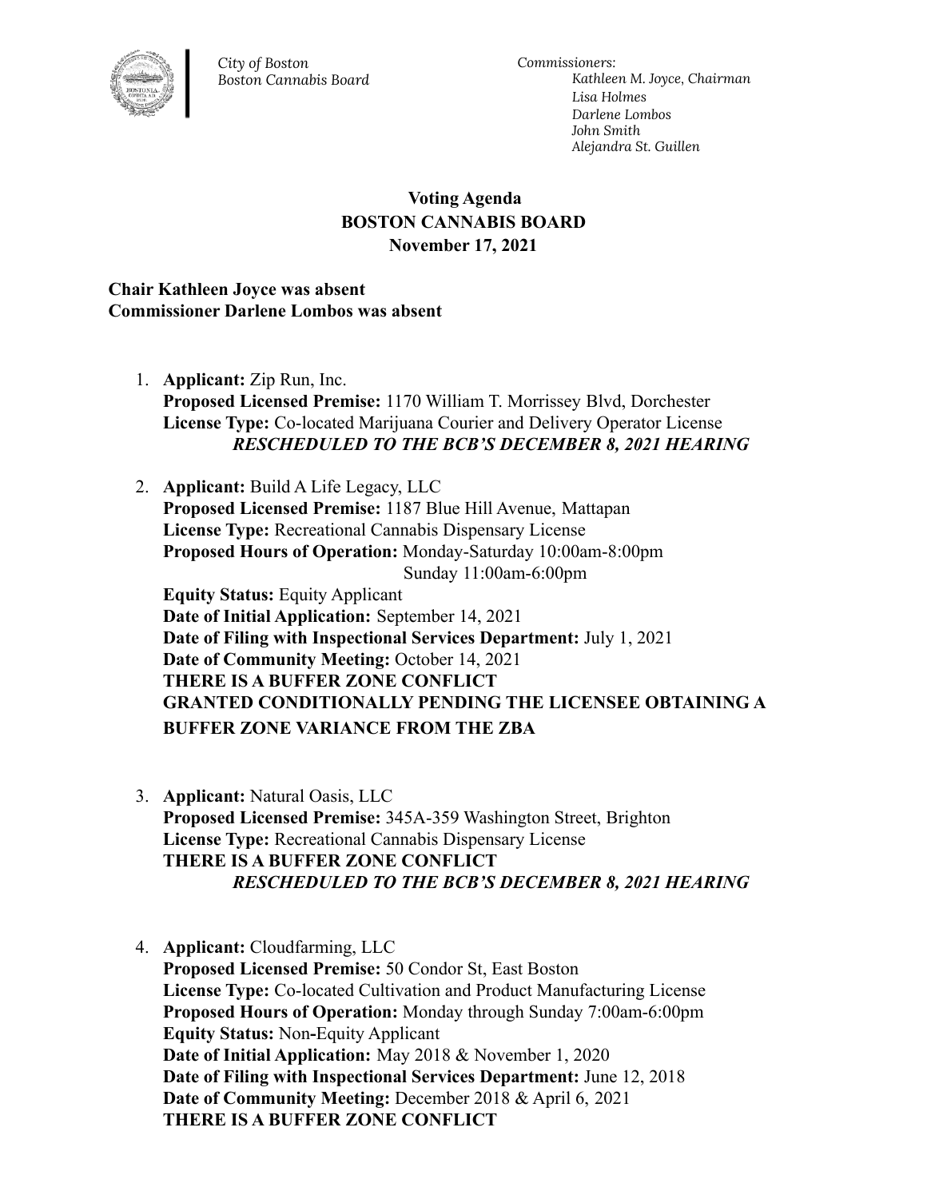City of Boston
Boston Cannabis Board

*Commissioners:*
*Kathleen M. Joyce, Chairman*
*Lisa Holmes*
*Darlene Lombos*
*John Smith*
*Alejandra St. Guillen*

# Voting Agenda
# BOSTON CANNABIS BOARD
# November 17, 2021

**Chair Kathleen Joyce was absent**
**Commissioner Darlene Lombos was absent**

1. **Applicant:** Zip Run, Inc.
   **Proposed Licensed Premise:** 1170 William T. Morrissey Blvd, Dorchester
   **License Type:** Co-located Marijuana Courier and Delivery Operator License
   ***RESCHEDULED TO THE BCB'S DECEMBER 8, 2021 HEARING***

2. **Applicant:** Build A Life Legacy, LLC
   **Proposed Licensed Premise:** 1187 Blue Hill Avenue, Mattapan
   **License Type:** Recreational Cannabis Dispensary License
   **Proposed Hours of Operation:** Monday-Saturday 10:00am-8:00pm
   Sunday 11:00am-6:00pm
   **Equity Status:** Equity Applicant
   **Date of Initial Application:** September 14, 2021
   **Date of Filing with Inspectional Services Department:** July 1, 2021
   **Date of Community Meeting:** October 14, 2021
   **THERE IS A BUFFER ZONE CONFLICT**
   **GRANTED CONDITIONALLY PENDING THE LICENSEE OBTAINING A BUFFER ZONE VARIANCE FROM THE ZBA**

3. **Applicant:** Natural Oasis, LLC
   **Proposed Licensed Premise:** 345A-359 Washington Street, Brighton
   **License Type:** Recreational Cannabis Dispensary License
   **THERE IS A BUFFER ZONE CONFLICT**
   ***RESCHEDULED TO THE BCB'S DECEMBER 8, 2021 HEARING***

4. **Applicant:** Cloudfarming, LLC
   **Proposed Licensed Premise:** 50 Condor St, East Boston
   **License Type:** Co-located Cultivation and Product Manufacturing License
   **Proposed Hours of Operation:** Monday through Sunday 7:00am-6:00pm
   **Equity Status:** Non-Equity Applicant
   **Date of Initial Application:** May 2018 & November 1, 2020
   **Date of Filing with Inspectional Services Department:** June 12, 2018
   **Date of Community Meeting:** December 2018 & April 6, 2021
   **THERE IS A BUFFER ZONE CONFLICT**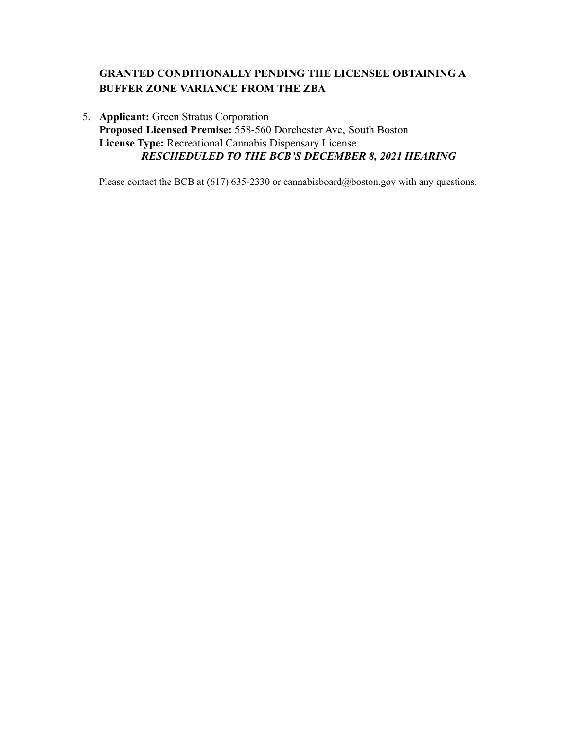**GRANTED CONDITIONALLY PENDING THE LICENSEE OBTAINING A BUFFER ZONE VARIANCE FROM THE ZBA**

5. **Applicant:** Green Stratus Corporation
   **Proposed Licensed Premise:** 558-560 Dorchester Ave, South Boston
   **License Type:** Recreational Cannabis Dispensary License
   ***RESCHEDULED TO THE BCB'S DECEMBER 8, 2021 HEARING***

   Please contact the BCB at (617) 635-2330 or cannabisboard@boston.gov with any questions.